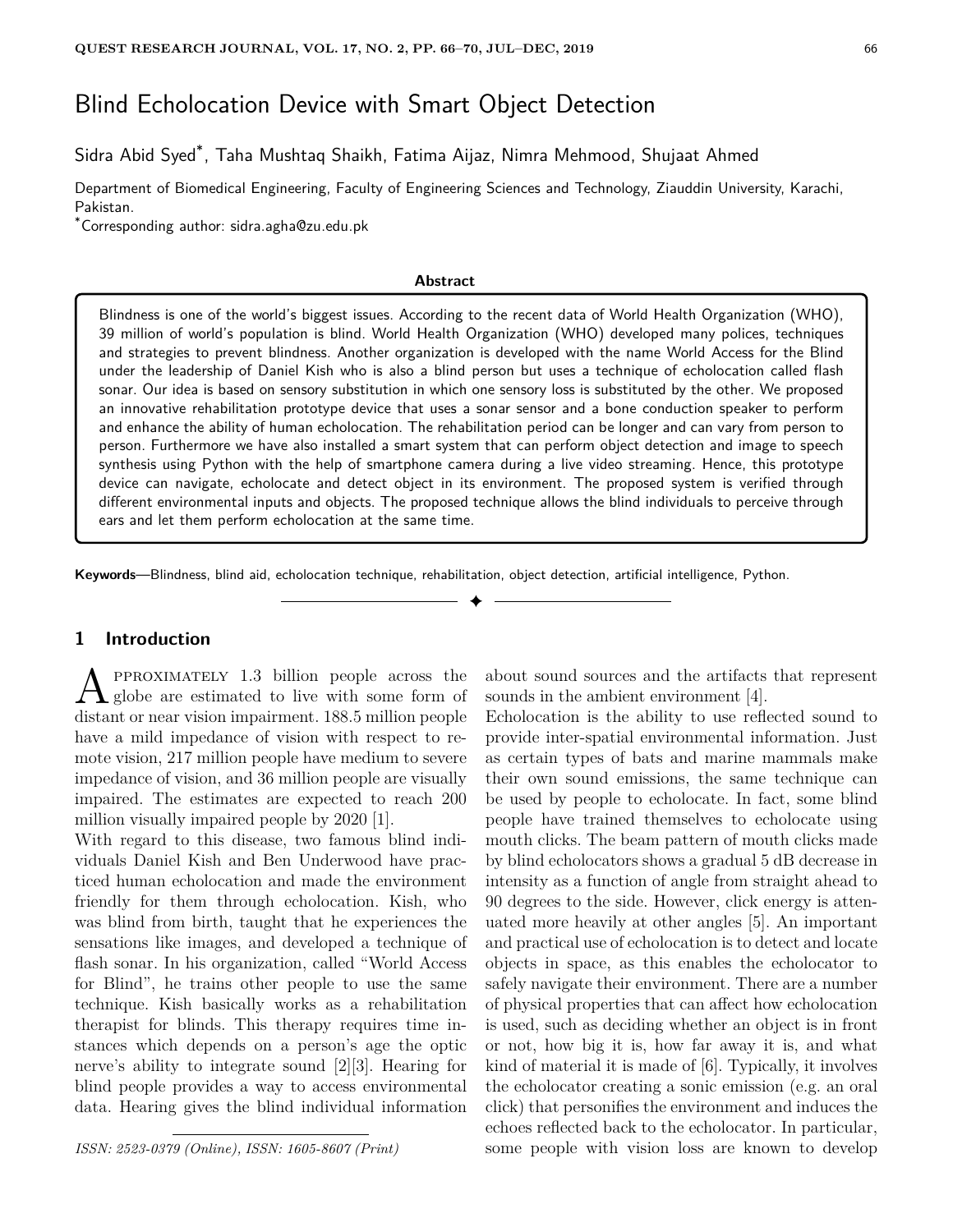# Blind Echolocation Device with Smart Object Detection

Sidra Abid Syed*, Taha Mushtaq Shaikh, Fatima Aijaz, Nimra Mehmood, Shujaat Ahmed

Department of Biomedical Engineering, Faculty of Engineering Sciences and Technology, Ziauddin University, Karachi, Pakistan.

*Corresponding author: sidra.agha@zu.edu.pk

## Abstract

Blindness is one of the world's biggest issues. According to the recent data of World Health Organization (WHO), 39 million of world's population is blind. World Health Organization (WHO) developed many polices, techniques and strategies to prevent blindness. Another organization is developed with the name World Access for the Blind under the leadership of Daniel Kish who is also a blind person but uses a technique of echolocation called flash sonar. Our idea is based on sensory substitution in which one sensory loss is substituted by the other. We proposed an innovative rehabilitation prototype device that uses a sonar sensor and a bone conduction speaker to perform and enhance the ability of human echolocation. The rehabilitation period can be longer and can vary from person to person. Furthermore we have also installed a smart system that can perform object detection and image to speech synthesis using Python with the help of smartphone camera during a live video streaming. Hence, this prototype device can navigate, echolocate and detect object in its environment. The proposed system is verified through different environmental inputs and objects. The proposed technique allows the blind individuals to perceive through ears and let them perform echolocation at the same time.

**Keywords**—Blindness, blind aid, echolocation technique, rehabilitation, object detection, artificial intelligence, Python.

## 1 Introduction

Approximately 1.3 billion people across the globe are estimated to live with some form of distant or near vision impairment. 188.5 million people have a mild impedance of vision with respect to remote vision, 217 million people have medium to severe impedance of vision, and 36 million people are visually impaired. The estimates are expected to reach 200 million visually impaired people by 2020 [1].

With regard to this disease, two famous blind individuals Daniel Kish and Ben Underwood have practiced human echolocation and made the environment friendly for them through echolocation. Kish, who was blind from birth, taught that he experiences the sensations like images, and developed a technique of flash sonar. In his organization, called "World Access for Blind", he trains other people to use the same technique. Kish basically works as a rehabilitation therapist for blinds. This therapy requires time instances which depends on a person's age the optic nerve's ability to integrate sound [2][3]. Hearing for blind people provides a way to access environmental data. Hearing gives the blind individual information about sound sources and the artifacts that represent sounds in the ambient environment [4].

Echolocation is the ability to use reflected sound to provide inter-spatial environmental information. Just as certain types of bats and marine mammals make their own sound emissions, the same technique can be used by people to echolocate. In fact, some blind people have trained themselves to echolocate using mouth clicks. The beam pattern of mouth clicks made by blind echolocators shows a gradual 5 dB decrease in intensity as a function of angle from straight ahead to 90 degrees to the side. However, click energy is attenuated more heavily at other angles [5]. An important and practical use of echolocation is to detect and locate objects in space, as this enables the echolocator to safely navigate their environment. There are a number of physical properties that can affect how echolocation is used, such as deciding whether an object is in front or not, how big it is, how far away it is, and what kind of material it is made of [6]. Typically, it involves the echolocator creating a sonic emission (e.g. an oral click) that personifies the environment and induces the echoes reflected back to the echolocator. In particular, some people with vision loss are known to develop

*ISSN: 2523-0379 (Online), ISSN: 1605-8607 (Print)*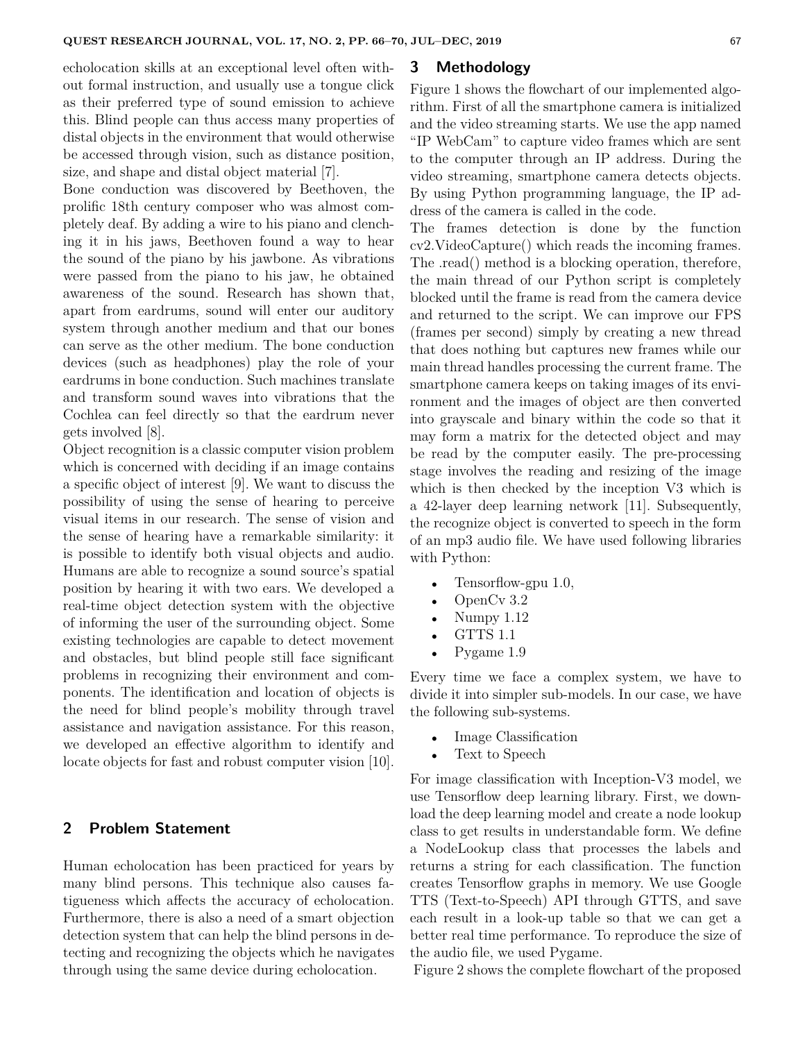echolocation skills at an exceptional level often without formal instruction, and usually use a tongue click as their preferred type of sound emission to achieve this. Blind people can thus access many properties of distal objects in the environment that would otherwise be accessed through vision, such as distance position, size, and shape and distal object material [7].

Bone conduction was discovered by Beethoven, the prolific 18th century composer who was almost completely deaf. By adding a wire to his piano and clenching it in his jaws, Beethoven found a way to hear the sound of the piano by his jawbone. As vibrations were passed from the piano to his jaw, he obtained awareness of the sound. Research has shown that, apart from eardrums, sound will enter our auditory system through another medium and that our bones can serve as the other medium. The bone conduction devices (such as headphones) play the role of your eardrums in bone conduction. Such machines translate and transform sound waves into vibrations that the Cochlea can feel directly so that the eardrum never gets involved [8].

Object recognition is a classic computer vision problem which is concerned with deciding if an image contains a specific object of interest [9]. We want to discuss the possibility of using the sense of hearing to perceive visual items in our research. The sense of vision and the sense of hearing have a remarkable similarity: it is possible to identify both visual objects and audio. Humans are able to recognize a sound source's spatial position by hearing it with two ears. We developed a real-time object detection system with the objective of informing the user of the surrounding object. Some existing technologies are capable to detect movement and obstacles, but blind people still face significant problems in recognizing their environment and components. The identification and location of objects is the need for blind people's mobility through travel assistance and navigation assistance. For this reason, we developed an effective algorithm to identify and locate objects for fast and robust computer vision [10].

## 2 Problem Statement

Human echolocation has been practiced for years by many blind persons. This technique also causes figueness which affects the accuracy of echolocation. Furthermore, there is also a need of a smart objection detection system that can help the blind persons in detecting and recognizing the objects which he navigates through using the same device during echolocation.

## 3 Methodology

Figure 1 shows the flowchart of our implemented algorithm. First of all the smartphone camera is initialized and the video streaming starts. We use the app named "IP WebCam" to capture video frames which are sent to the computer through an IP address. During the video streaming, smartphone camera detects objects. By using Python programming language, the IP address of the camera is called in the code.

The frames detection is done by the function cv2.VideoCapture() which reads the incoming frames. The .read() method is a blocking operation, therefore, the main thread of our Python script is completely blocked until the frame is read from the camera device and returned to the script. We can improve our FPS (frames per second) simply by creating a new thread that does nothing but captures new frames while our main thread handles processing the current frame. The smartphone camera keeps on taking images of its environment and the images of object are then converted into grayscale and binary within the code so that it may form a matrix for the detected object and may be read by the computer easily. The pre-processing stage involves the reading and resizing of the image which is then checked by the inception V3 which is a 42-layer deep learning network [11]. Subsequently, the recognize object is converted to speech in the form of an mp3 audio file. We have used following libraries with Python:

- Tensorflow-gpu 1.0,
- OpenCv 3.2
- Numpy 1.12
- GTTS 1.1
- Pygame 1.9

Every time we face a complex system, we have to divide it into simpler sub-models. In our case, we have the following sub-systems.

- Image Classification
- Text to Speech

For image classification with Inception-V3 model, we use Tensorflow deep learning library. First, we download the deep learning model and create a node lookup class to get results in understandable form. We define a NodeLookup class that processes the labels and returns a string for each classification. The function creates Tensorflow graphs in memory. We use Google TTS (Text-to-Speech) API through GTTS, and save each result in a look-up table so that we can get a better real time performance. To reproduce the size of the audio file, we used Pygame.

Figure 2 shows the complete flowchart of the proposed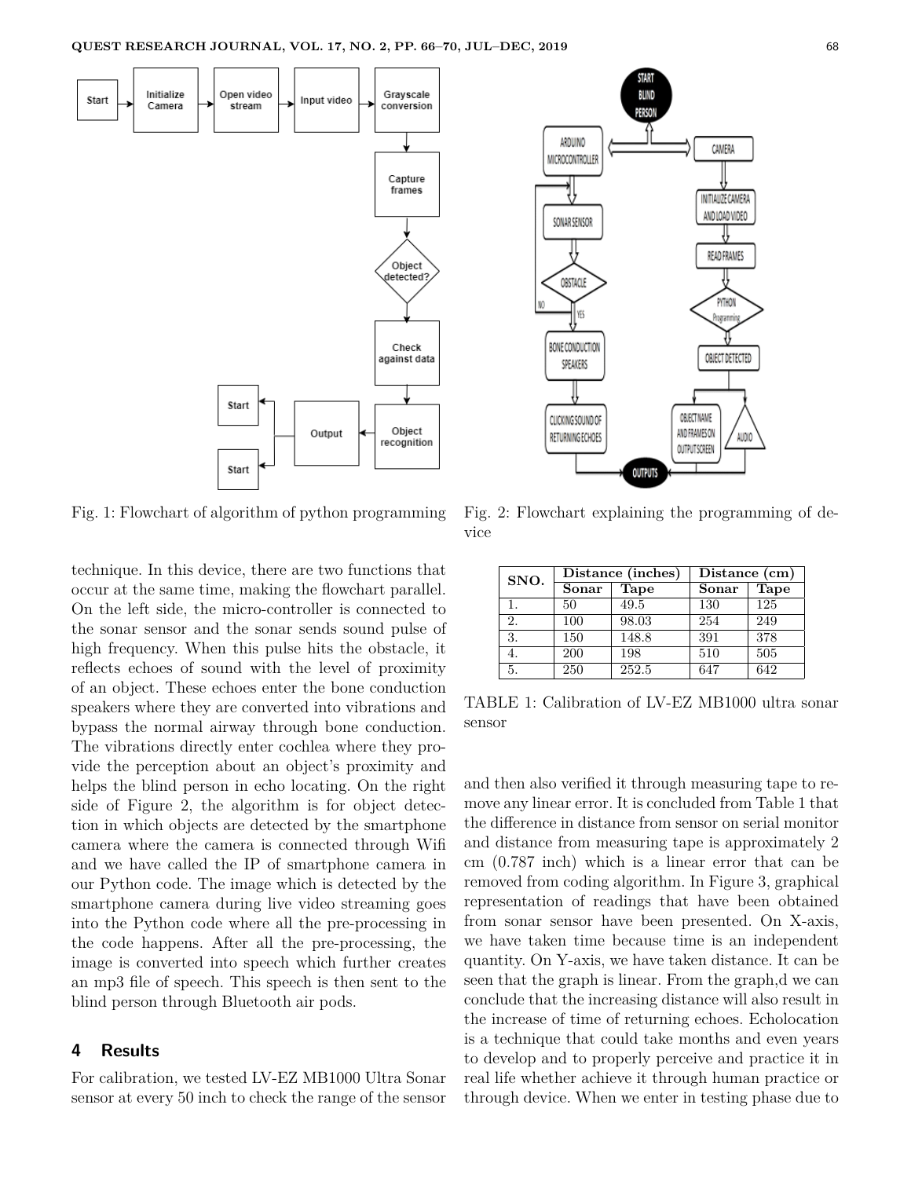Fig. 1: Flowchart of algorithm of python programming

Fig. 2: Flowchart explaining the programming of device

technique. In this device, there are two functions that occur at the same time, making the flowchart parallel. On the left side, the micro-controller is connected to the sonar sensor and the sonar sends sound pulse of high frequency. When this pulse hits the obstacle, it reflects echoes of sound with the level of proximity of an object. These echoes enter the bone conduction speakers where they are converted into vibrations and bypass the normal airway through bone conduction. The vibrations directly enter cochlea where they provide the perception about an object's proximity and helps the blind person in echo locating. On the right side of Figure 2, the algorithm is for object detection in which objects are detected by the smartphone camera where the camera is connected through Wifi and we have called the IP of smartphone camera in our Python code. The image which is detected by the smartphone camera during live video streaming goes into the Python code where all the pre-processing in the code happens. After all the pre-processing, the image is converted into speech which further creates an mp3 file of speech. This speech is then sent to the blind person through Bluetooth air pods.

## 4 Results

For calibration, we tested LV-EZ MB1000 Ultra Sonar sensor at every 50 inch to check the range of the sensor and then also verified it through measuring tape to remove any linear error. It is concluded from Table 1 that the difference in distance from sensor on serial monitor and distance from measuring tape is approximately 2 cm (0.787 inch) which is a linear error that can be removed from coding algorithm. In Figure 3, graphical representation of readings that have been obtained from sonar sensor have been presented. On X-axis, we have taken time because time is an independent quantity. On Y-axis, we have taken distance. It can be seen that the graph is linear. From the graph,d we can conclude that the increasing distance will also result in the increase of time of returning echoes. Echolocation is a technique that could take months and even years to develop and to properly perceive and practice it in real life whether achieve it through human practice or through device. When we enter in testing phase due to

| SNO. | Distance (inches) | | Distance (cm) | |
|---|---|---|---|---|
| | Sonar | Tape | Sonar | Tape |
| 1. | 50 | 49.5 | 130 | 125 |
| 2. | 100 | 98.03 | 254 | 249 |
| 3. | 150 | 148.8 | 391 | 378 |
| 4. | 200 | 198 | 510 | 505 |
| 5. | 250 | 252.5 | 647 | 642 |

TABLE 1: Calibration of LV-EZ MB1000 ultra sonar sensor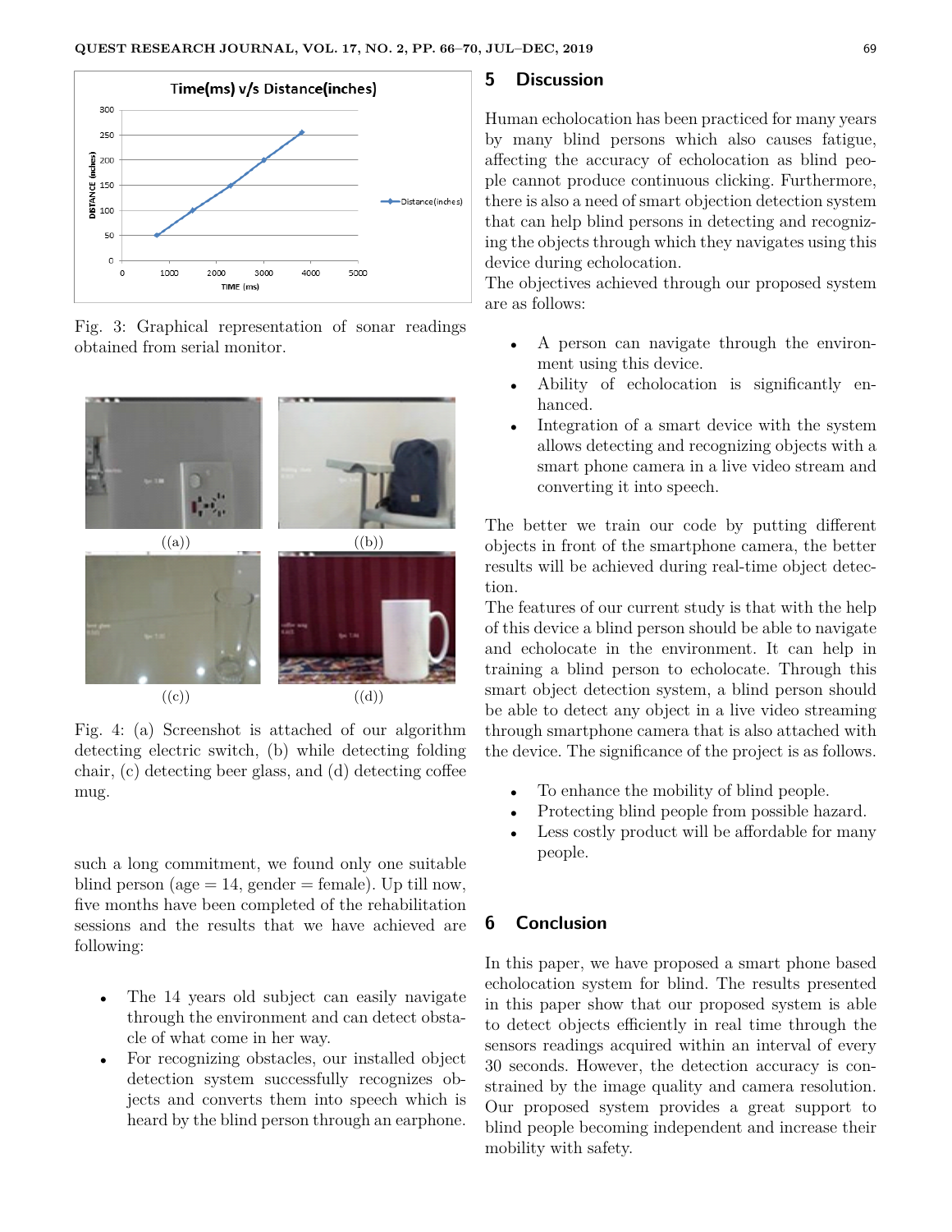Fig. 3: Graphical representation of sonar readings obtained from serial monitor.

Fig. 4: (a) Screenshot is attached of our algorithm detecting electric switch, (b) while detecting folding chair, (c) detecting beer glass, and (d) detecting coffee mug.

such a long commitment, we found only one suitable blind person (age = 14, gender = female). Up till now, five months have been completed of the rehabilitation sessions and the results that we have achieved are following:

- The 14 years old subject can easily navigate through the environment and can detect obstacle of what come in her way.
- For recognizing obstacles, our installed object detection system successfully recognizes objects and converts them into speech which is heard by the blind person through an earphone.

## 5 Discussion

Human echolocation has been practiced for many years by many blind persons which also causes fatigue, affecting the accuracy of echolocation as blind people cannot produce continuous clicking. Furthermore, there is also a need of smart objection detection system that can help blind persons in detecting and recognizing the objects through which they navigates using this device during echolocation.
The objectives achieved through our proposed system are as follows:

- A person can navigate through the environment using this device.
- Ability of echolocation is significantly enhanced.
- Integration of a smart device with the system allows detecting and recognizing objects with a smart phone camera in a live video stream and converting it into speech.

The better we train our code by putting different objects in front of the smartphone camera, the better results will be achieved during real-time object detection.
The features of our current study is that with the help of this device a blind person should be able to navigate and echolocate in the environment. It can help in training a blind person to echolocate. Through this smart object detection system, a blind person should be able to detect any object in a live video streaming through smartphone camera that is also attached with the device. The significance of the project is as follows.

- To enhance the mobility of blind people.
- Protecting blind people from possible hazard.
- Less costly product will be affordable for many people.

## 6 Conclusion

In this paper, we have proposed a smart phone based echolocation system for blind. The results presented in this paper show that our proposed system is able to detect objects efficiently in real time through the sensors readings acquired within an interval of every 30 seconds. However, the detection accuracy is constrained by the image quality and camera resolution. Our proposed system provides a great support to blind people becoming independent and increase their mobility with safety.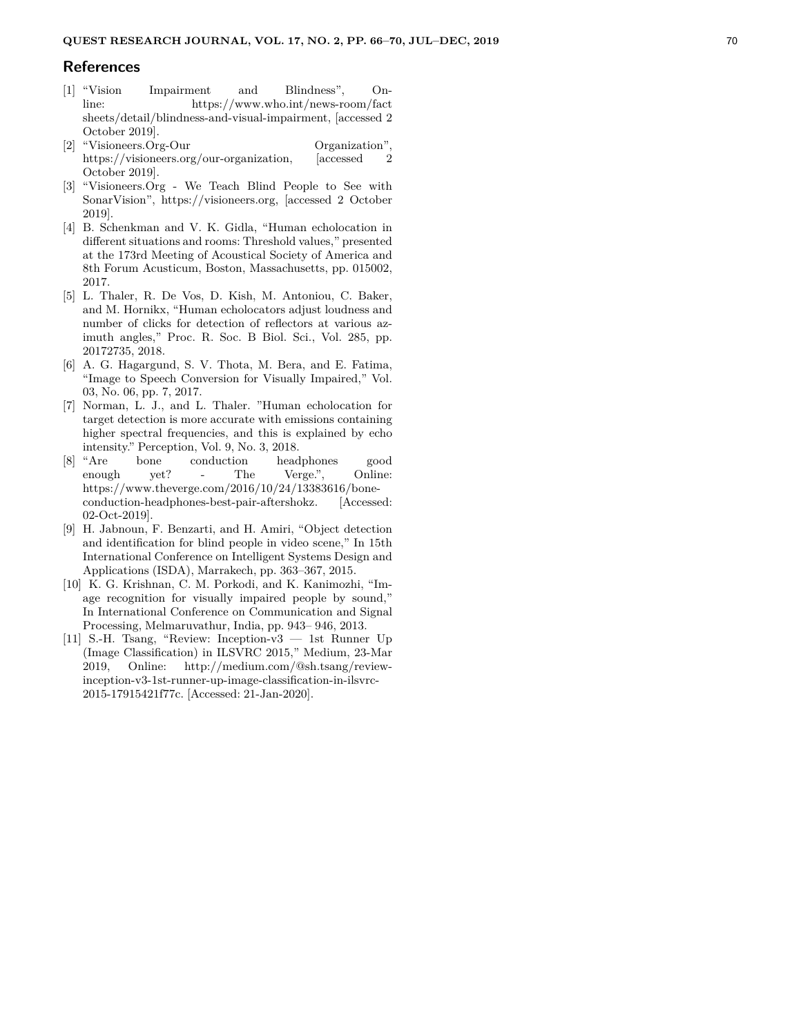## References

[1] "Vision Impairment and Blindness", Online: https://www.who.int/news-room/fact sheets/detail/blindness-and-visual-impairment, [accessed 2 October 2019].

[2] "Visioneers.Org-Our Organization", https://visioneers.org/our-organization, [accessed 2 October 2019].

[3] "Visioneers.Org - We Teach Blind People to See with SonarVision", https://visioneers.org, [accessed 2 October 2019].

[4] B. Schenkman and V. K. Gidla, "Human echolocation in different situations and rooms: Threshold values," presented at the 173rd Meeting of Acoustical Society of America and 8th Forum Acusticum, Boston, Massachusetts, pp. 015002, 2017.

[5] L. Thaler, R. De Vos, D. Kish, M. Antoniou, C. Baker, and M. Hornikx, "Human echolocators adjust loudness and number of clicks for detection of reflectors at various azimuth angles," Proc. R. Soc. B Biol. Sci., Vol. 285, pp. 20172735, 2018.

[6] A. G. Hagargund, S. V. Thota, M. Bera, and E. Fatima, "Image to Speech Conversion for Visually Impaired," Vol. 03, No. 06, pp. 7, 2017.

[7] Norman, L. J., and L. Thaler. "Human echolocation for target detection is more accurate with emissions containing higher spectral frequencies, and this is explained by echo intensity." Perception, Vol. 9, No. 3, 2018.

[8] "Are bone conduction headphones good enough yet? - The Verge.", Online: https://www.theverge.com/2016/10/24/13383616/bone-conduction-headphones-best-pair-aftershokz. [Accessed: 02-Oct-2019].

[9] H. Jabnoun, F. Benzarti, and H. Amiri, "Object detection and identification for blind people in video scene," In 15th International Conference on Intelligent Systems Design and Applications (ISDA), Marrakech, pp. 363–367, 2015.

[10] K. G. Krishnan, C. M. Porkodi, and K. Kanimozhi, "Image recognition for visually impaired people by sound," In International Conference on Communication and Signal Processing, Melmaruvathur, India, pp. 943– 946, 2013.

[11] S.-H. Tsang, "Review: Inception-v3 — 1st Runner Up (Image Classification) in ILSVRC 2015," Medium, 23-Mar 2019, Online: http://medium.com/@sh.tsang/review-inception-v3-1st-runner-up-image-classification-in-ilsvrc-2015-17915421f77c. [Accessed: 21-Jan-2020].